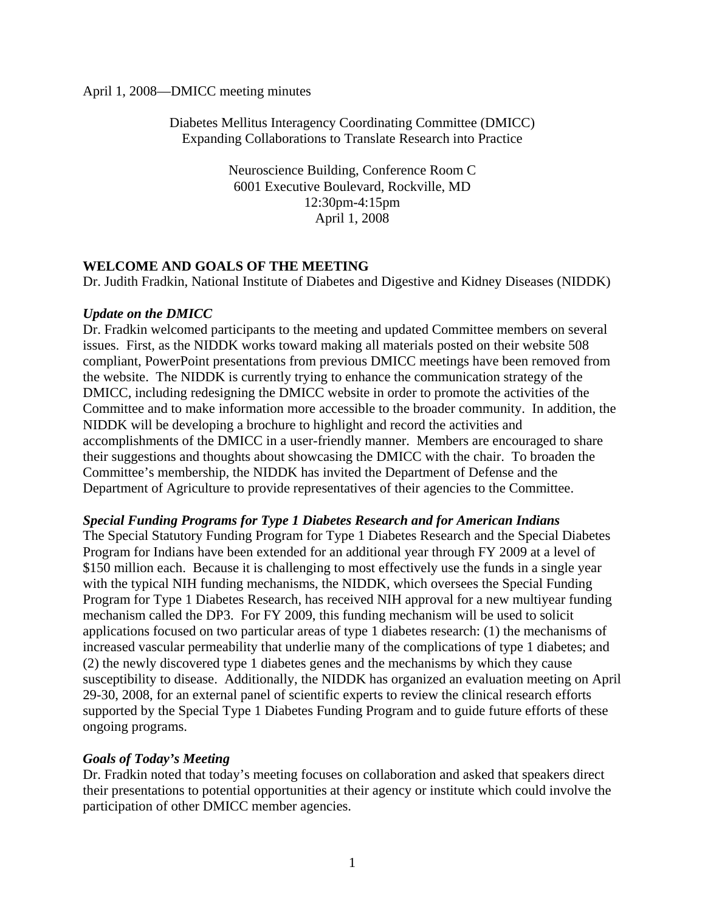April 1, 2008—DMICC meeting minutes

Diabetes Mellitus Interagency Coordinating Committee (DMICC)
Expanding Collaborations to Translate Research into Practice

Neuroscience Building, Conference Room C
6001 Executive Boulevard, Rockville, MD
12:30pm-4:15pm
April 1, 2008

## WELCOME AND GOALS OF THE MEETING

Dr. Judith Fradkin, National Institute of Diabetes and Digestive and Kidney Diseases (NIDDK)

### *Update on the DMICC*

Dr. Fradkin welcomed participants to the meeting and updated Committee members on several issues. First, as the NIDDK works toward making all materials posted on their website 508 compliant, PowerPoint presentations from previous DMICC meetings have been removed from the website. The NIDDK is currently trying to enhance the communication strategy of the DMICC, including redesigning the DMICC website in order to promote the activities of the Committee and to make information more accessible to the broader community. In addition, the NIDDK will be developing a brochure to highlight and record the activities and accomplishments of the DMICC in a user-friendly manner. Members are encouraged to share their suggestions and thoughts about showcasing the DMICC with the chair. To broaden the Committee's membership, the NIDDK has invited the Department of Defense and the Department of Agriculture to provide representatives of their agencies to the Committee.

### *Special Funding Programs for Type 1 Diabetes Research and for American Indians*

The Special Statutory Funding Program for Type 1 Diabetes Research and the Special Diabetes Program for Indians have been extended for an additional year through FY 2009 at a level of $150 million each. Because it is challenging to most effectively use the funds in a single year with the typical NIH funding mechanisms, the NIDDK, which oversees the Special Funding Program for Type 1 Diabetes Research, has received NIH approval for a new multiyear funding mechanism called the DP3. For FY 2009, this funding mechanism will be used to solicit applications focused on two particular areas of type 1 diabetes research: (1) the mechanisms of increased vascular permeability that underlie many of the complications of type 1 diabetes; and (2) the newly discovered type 1 diabetes genes and the mechanisms by which they cause susceptibility to disease. Additionally, the NIDDK has organized an evaluation meeting on April 29-30, 2008, for an external panel of scientific experts to review the clinical research efforts supported by the Special Type 1 Diabetes Funding Program and to guide future efforts of these ongoing programs.

### *Goals of Today's Meeting*

Dr. Fradkin noted that today's meeting focuses on collaboration and asked that speakers direct their presentations to potential opportunities at their agency or institute which could involve the participation of other DMICC member agencies.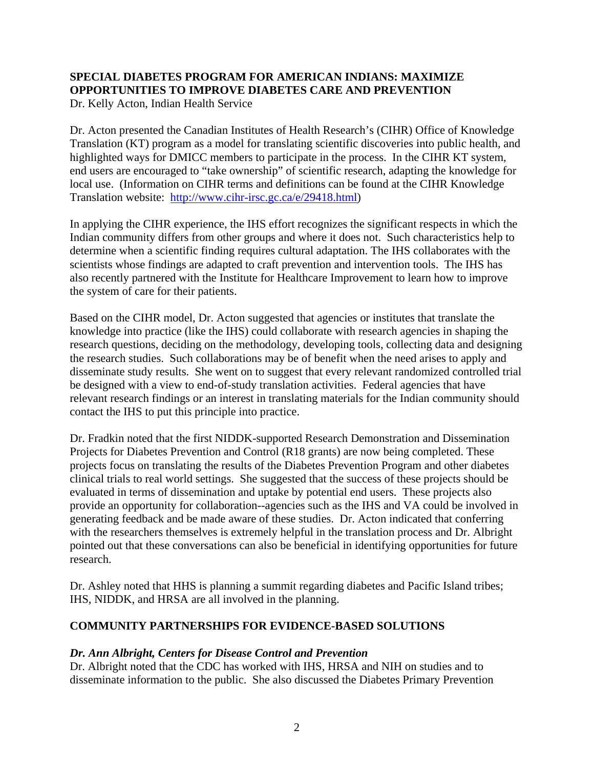## SPECIAL DIABETES PROGRAM FOR AMERICAN INDIANS: MAXIMIZE OPPORTUNITIES TO IMPROVE DIABETES CARE AND PREVENTION

Dr. Kelly Acton, Indian Health Service

Dr. Acton presented the Canadian Institutes of Health Research's (CIHR) Office of Knowledge Translation (KT) program as a model for translating scientific discoveries into public health, and highlighted ways for DMICC members to participate in the process. In the CIHR KT system, end users are encouraged to "take ownership" of scientific research, adapting the knowledge for local use. (Information on CIHR terms and definitions can be found at the CIHR Knowledge Translation website: http://www.cihr-irsc.gc.ca/e/29418.html)

In applying the CIHR experience, the IHS effort recognizes the significant respects in which the Indian community differs from other groups and where it does not. Such characteristics help to determine when a scientific finding requires cultural adaptation. The IHS collaborates with the scientists whose findings are adapted to craft prevention and intervention tools. The IHS has also recently partnered with the Institute for Healthcare Improvement to learn how to improve the system of care for their patients.

Based on the CIHR model, Dr. Acton suggested that agencies or institutes that translate the knowledge into practice (like the IHS) could collaborate with research agencies in shaping the research questions, deciding on the methodology, developing tools, collecting data and designing the research studies. Such collaborations may be of benefit when the need arises to apply and disseminate study results. She went on to suggest that every relevant randomized controlled trial be designed with a view to end-of-study translation activities. Federal agencies that have relevant research findings or an interest in translating materials for the Indian community should contact the IHS to put this principle into practice.

Dr. Fradkin noted that the first NIDDK-supported Research Demonstration and Dissemination Projects for Diabetes Prevention and Control (R18 grants) are now being completed. These projects focus on translating the results of the Diabetes Prevention Program and other diabetes clinical trials to real world settings. She suggested that the success of these projects should be evaluated in terms of dissemination and uptake by potential end users. These projects also provide an opportunity for collaboration--agencies such as the IHS and VA could be involved in generating feedback and be made aware of these studies. Dr. Acton indicated that conferring with the researchers themselves is extremely helpful in the translation process and Dr. Albright pointed out that these conversations can also be beneficial in identifying opportunities for future research.

Dr. Ashley noted that HHS is planning a summit regarding diabetes and Pacific Island tribes; IHS, NIDDK, and HRSA are all involved in the planning.

## COMMUNITY PARTNERSHIPS FOR EVIDENCE-BASED SOLUTIONS

### *Dr. Ann Albright, Centers for Disease Control and Prevention*

Dr. Albright noted that the CDC has worked with IHS, HRSA and NIH on studies and to disseminate information to the public. She also discussed the Diabetes Primary Prevention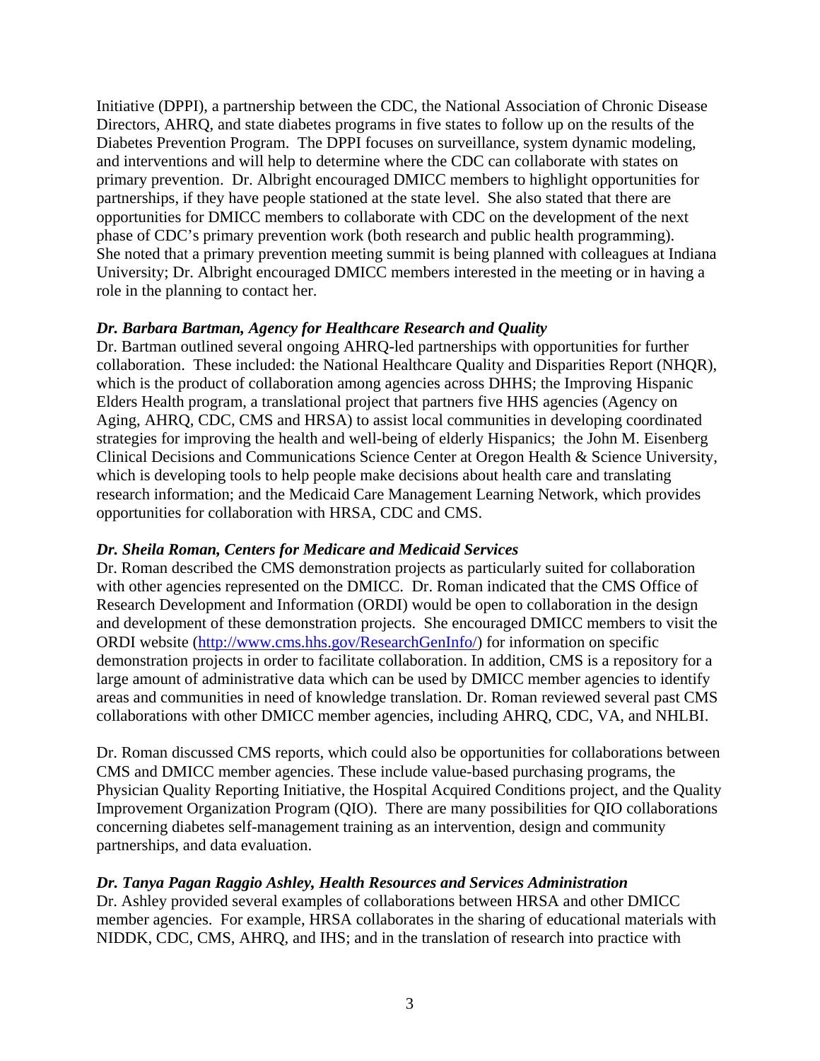Initiative (DPPI), a partnership between the CDC, the National Association of Chronic Disease Directors, AHRQ, and state diabetes programs in five states to follow up on the results of the Diabetes Prevention Program. The DPPI focuses on surveillance, system dynamic modeling, and interventions and will help to determine where the CDC can collaborate with states on primary prevention. Dr. Albright encouraged DMICC members to highlight opportunities for partnerships, if they have people stationed at the state level. She also stated that there are opportunities for DMICC members to collaborate with CDC on the development of the next phase of CDC's primary prevention work (both research and public health programming). She noted that a primary prevention meeting summit is being planned with colleagues at Indiana University; Dr. Albright encouraged DMICC members interested in the meeting or in having a role in the planning to contact her.

***Dr. Barbara Bartman, Agency for Healthcare Research and Quality***

Dr. Bartman outlined several ongoing AHRQ-led partnerships with opportunities for further collaboration. These included: the National Healthcare Quality and Disparities Report (NHQR), which is the product of collaboration among agencies across DHHS; the Improving Hispanic Elders Health program, a translational project that partners five HHS agencies (Agency on Aging, AHRQ, CDC, CMS and HRSA) to assist local communities in developing coordinated strategies for improving the health and well-being of elderly Hispanics; the John M. Eisenberg Clinical Decisions and Communications Science Center at Oregon Health & Science University, which is developing tools to help people make decisions about health care and translating research information; and the Medicaid Care Management Learning Network, which provides opportunities for collaboration with HRSA, CDC and CMS.

***Dr. Sheila Roman, Centers for Medicare and Medicaid Services***

Dr. Roman described the CMS demonstration projects as particularly suited for collaboration with other agencies represented on the DMICC. Dr. Roman indicated that the CMS Office of Research Development and Information (ORDI) would be open to collaboration in the design and development of these demonstration projects. She encouraged DMICC members to visit the ORDI website (http://www.cms.hhs.gov/ResearchGenInfo/) for information on specific demonstration projects in order to facilitate collaboration. In addition, CMS is a repository for a large amount of administrative data which can be used by DMICC member agencies to identify areas and communities in need of knowledge translation. Dr. Roman reviewed several past CMS collaborations with other DMICC member agencies, including AHRQ, CDC, VA, and NHLBI.

Dr. Roman discussed CMS reports, which could also be opportunities for collaborations between CMS and DMICC member agencies. These include value-based purchasing programs, the Physician Quality Reporting Initiative, the Hospital Acquired Conditions project, and the Quality Improvement Organization Program (QIO). There are many possibilities for QIO collaborations concerning diabetes self-management training as an intervention, design and community partnerships, and data evaluation.

***Dr. Tanya Pagan Raggio Ashley, Health Resources and Services Administration***

Dr. Ashley provided several examples of collaborations between HRSA and other DMICC member agencies. For example, HRSA collaborates in the sharing of educational materials with NIDDK, CDC, CMS, AHRQ, and IHS; and in the translation of research into practice with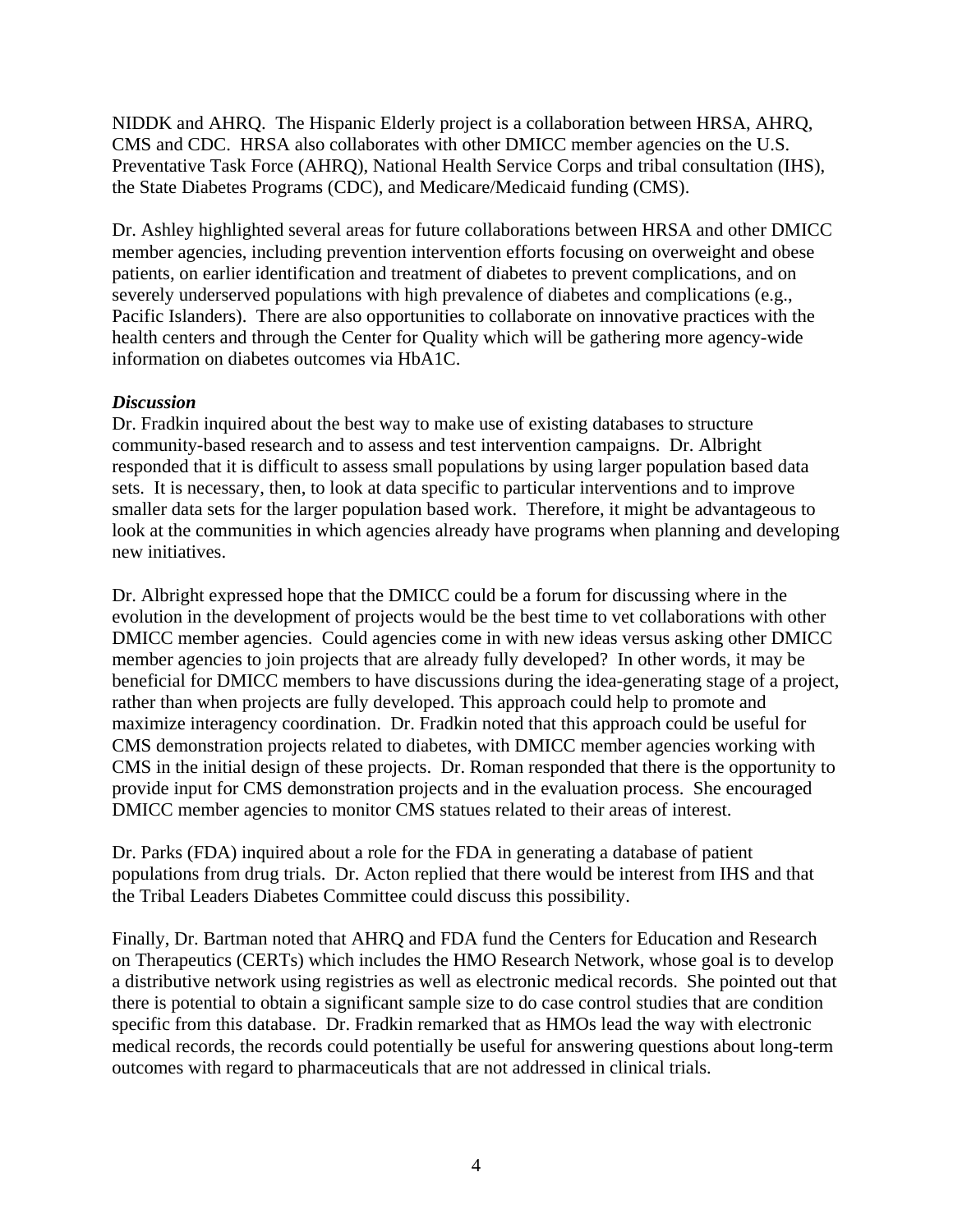NIDDK and AHRQ. The Hispanic Elderly project is a collaboration between HRSA, AHRQ, CMS and CDC. HRSA also collaborates with other DMICC member agencies on the U.S. Preventative Task Force (AHRQ), National Health Service Corps and tribal consultation (IHS), the State Diabetes Programs (CDC), and Medicare/Medicaid funding (CMS).

Dr. Ashley highlighted several areas for future collaborations between HRSA and other DMICC member agencies, including prevention intervention efforts focusing on overweight and obese patients, on earlier identification and treatment of diabetes to prevent complications, and on severely underserved populations with high prevalence of diabetes and complications (e.g., Pacific Islanders). There are also opportunities to collaborate on innovative practices with the health centers and through the Center for Quality which will be gathering more agency-wide information on diabetes outcomes via HbA1C.

***Discussion***

Dr. Fradkin inquired about the best way to make use of existing databases to structure community-based research and to assess and test intervention campaigns. Dr. Albright responded that it is difficult to assess small populations by using larger population based data sets. It is necessary, then, to look at data specific to particular interventions and to improve smaller data sets for the larger population based work. Therefore, it might be advantageous to look at the communities in which agencies already have programs when planning and developing new initiatives.

Dr. Albright expressed hope that the DMICC could be a forum for discussing where in the evolution in the development of projects would be the best time to vet collaborations with other DMICC member agencies. Could agencies come in with new ideas versus asking other DMICC member agencies to join projects that are already fully developed? In other words, it may be beneficial for DMICC members to have discussions during the idea-generating stage of a project, rather than when projects are fully developed. This approach could help to promote and maximize interagency coordination. Dr. Fradkin noted that this approach could be useful for CMS demonstration projects related to diabetes, with DMICC member agencies working with CMS in the initial design of these projects. Dr. Roman responded that there is the opportunity to provide input for CMS demonstration projects and in the evaluation process. She encouraged DMICC member agencies to monitor CMS statues related to their areas of interest.

Dr. Parks (FDA) inquired about a role for the FDA in generating a database of patient populations from drug trials. Dr. Acton replied that there would be interest from IHS and that the Tribal Leaders Diabetes Committee could discuss this possibility.

Finally, Dr. Bartman noted that AHRQ and FDA fund the Centers for Education and Research on Therapeutics (CERTs) which includes the HMO Research Network, whose goal is to develop a distributive network using registries as well as electronic medical records. She pointed out that there is potential to obtain a significant sample size to do case control studies that are condition specific from this database. Dr. Fradkin remarked that as HMOs lead the way with electronic medical records, the records could potentially be useful for answering questions about long-term outcomes with regard to pharmaceuticals that are not addressed in clinical trials.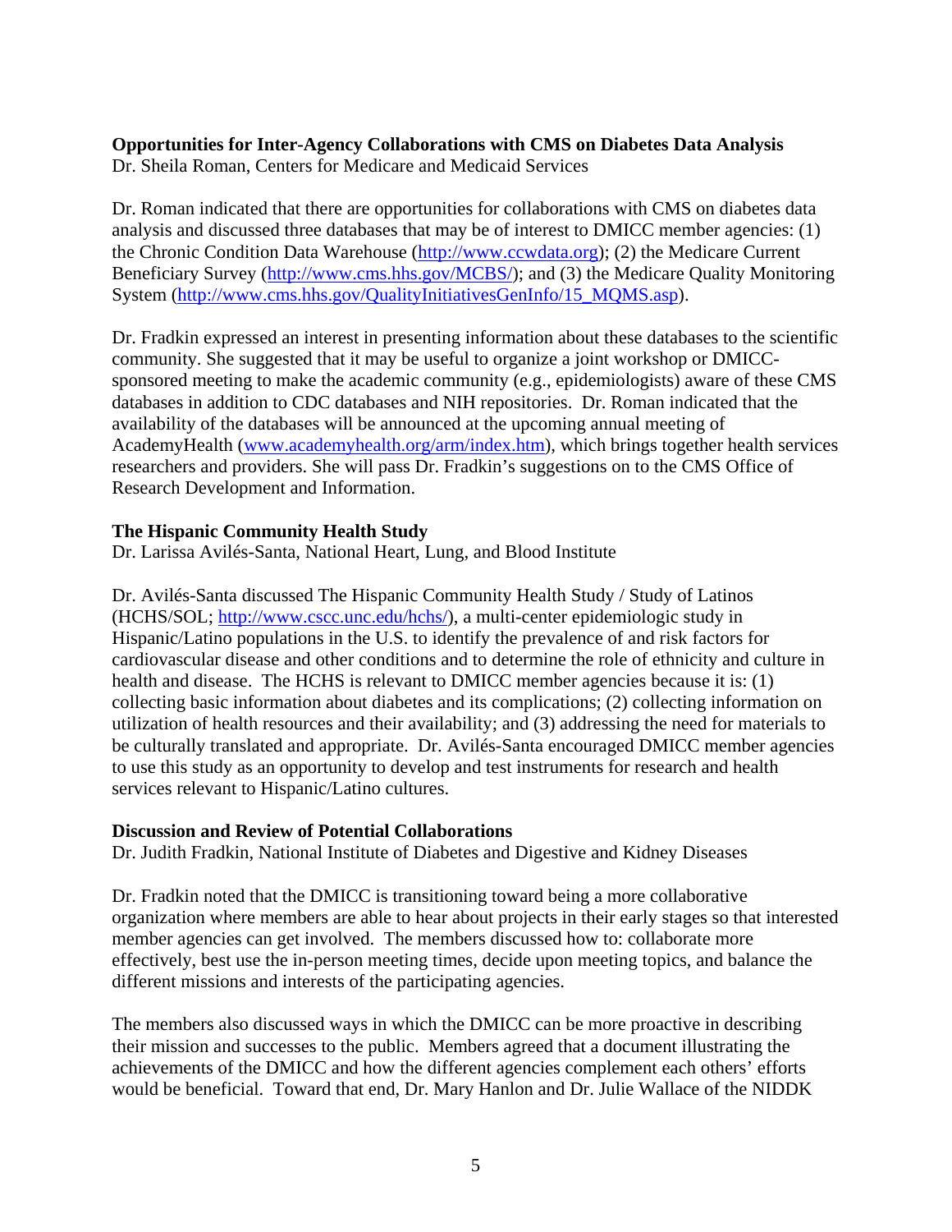**Opportunities for Inter-Agency Collaborations with CMS on Diabetes Data Analysis**
Dr. Sheila Roman, Centers for Medicare and Medicaid Services

Dr. Roman indicated that there are opportunities for collaborations with CMS on diabetes data analysis and discussed three databases that may be of interest to DMICC member agencies: (1) the Chronic Condition Data Warehouse (http://www.ccwdata.org); (2) the Medicare Current Beneficiary Survey (http://www.cms.hhs.gov/MCBS/); and (3) the Medicare Quality Monitoring System (http://www.cms.hhs.gov/QualityInitiativesGenInfo/15_MQMS.asp).

Dr. Fradkin expressed an interest in presenting information about these databases to the scientific community. She suggested that it may be useful to organize a joint workshop or DMICC-sponsored meeting to make the academic community (e.g., epidemiologists) aware of these CMS databases in addition to CDC databases and NIH repositories. Dr. Roman indicated that the availability of the databases will be announced at the upcoming annual meeting of AcademyHealth (www.academyhealth.org/arm/index.htm), which brings together health services researchers and providers. She will pass Dr. Fradkin's suggestions on to the CMS Office of Research Development and Information.

**The Hispanic Community Health Study**
Dr. Larissa Avilés-Santa, National Heart, Lung, and Blood Institute

Dr. Avilés-Santa discussed The Hispanic Community Health Study / Study of Latinos (HCHS/SOL; http://www.cscc.unc.edu/hchs/), a multi-center epidemiologic study in Hispanic/Latino populations in the U.S. to identify the prevalence of and risk factors for cardiovascular disease and other conditions and to determine the role of ethnicity and culture in health and disease. The HCHS is relevant to DMICC member agencies because it is: (1) collecting basic information about diabetes and its complications; (2) collecting information on utilization of health resources and their availability; and (3) addressing the need for materials to be culturally translated and appropriate. Dr. Avilés-Santa encouraged DMICC member agencies to use this study as an opportunity to develop and test instruments for research and health services relevant to Hispanic/Latino cultures.

**Discussion and Review of Potential Collaborations**
Dr. Judith Fradkin, National Institute of Diabetes and Digestive and Kidney Diseases

Dr. Fradkin noted that the DMICC is transitioning toward being a more collaborative organization where members are able to hear about projects in their early stages so that interested member agencies can get involved. The members discussed how to: collaborate more effectively, best use the in-person meeting times, decide upon meeting topics, and balance the different missions and interests of the participating agencies.

The members also discussed ways in which the DMICC can be more proactive in describing their mission and successes to the public. Members agreed that a document illustrating the achievements of the DMICC and how the different agencies complement each others' efforts would be beneficial. Toward that end, Dr. Mary Hanlon and Dr. Julie Wallace of the NIDDK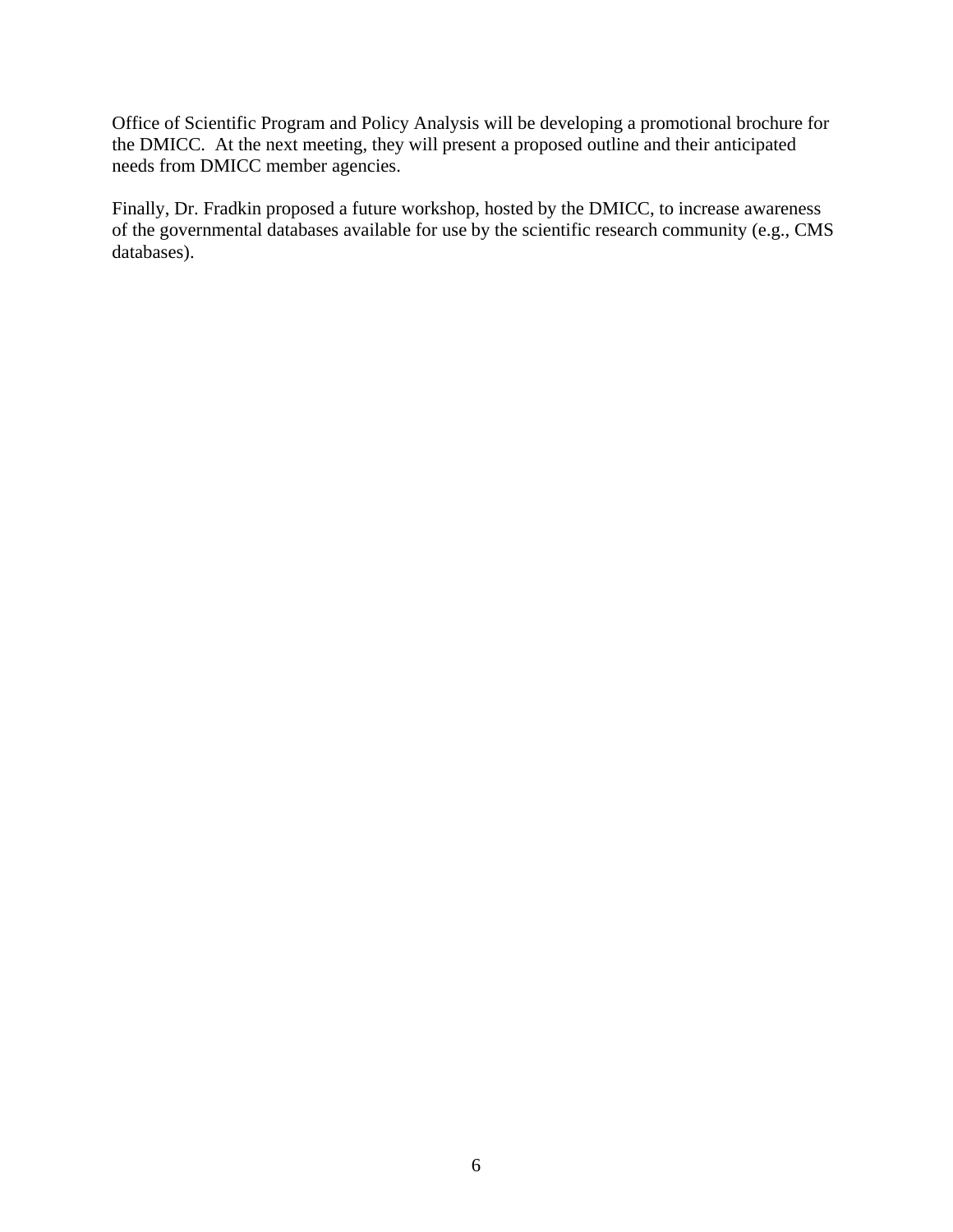Office of Scientific Program and Policy Analysis will be developing a promotional brochure for the DMICC. At the next meeting, they will present a proposed outline and their anticipated needs from DMICC member agencies.

Finally, Dr. Fradkin proposed a future workshop, hosted by the DMICC, to increase awareness of the governmental databases available for use by the scientific research community (e.g., CMS databases).